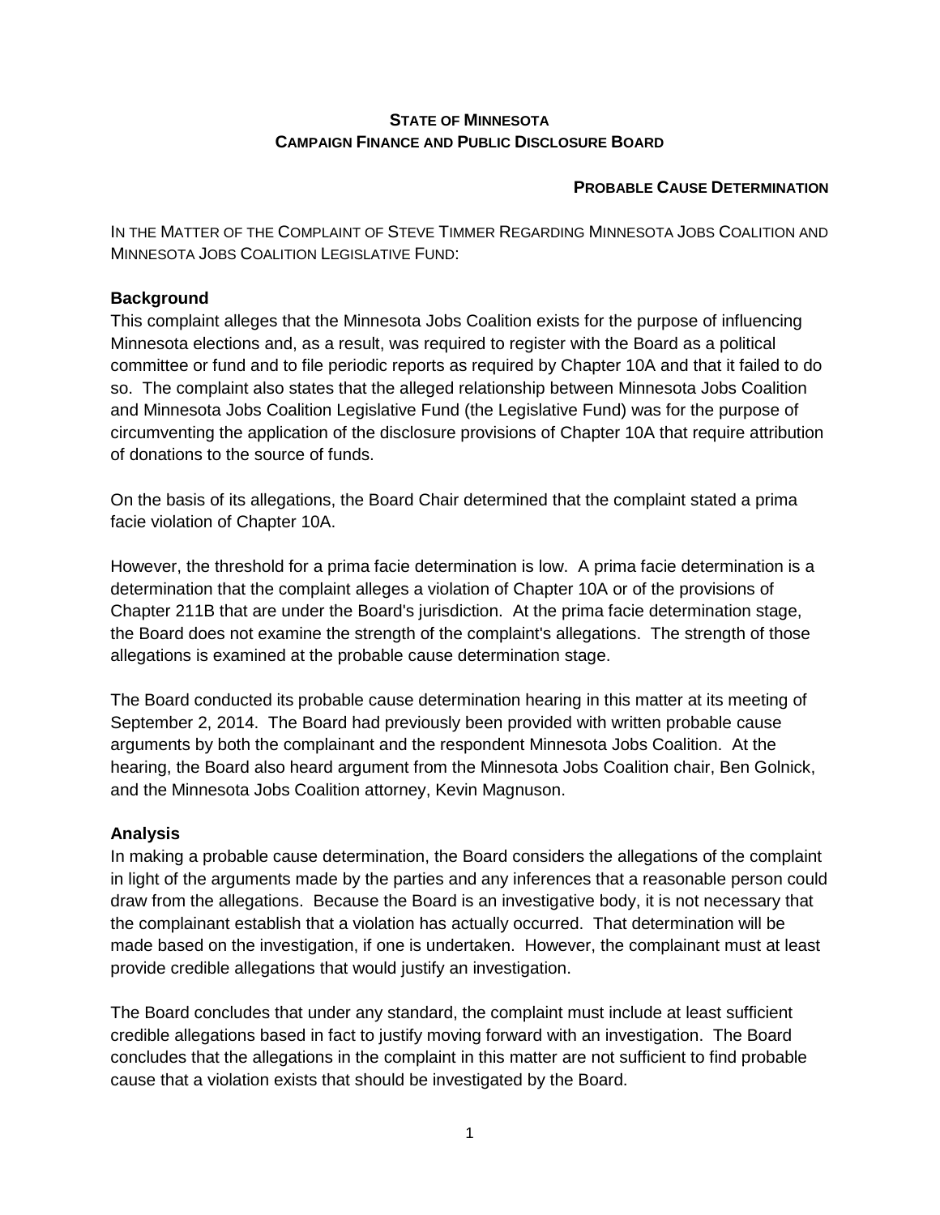**STATE OF MINNESOTA**
**CAMPAIGN FINANCE AND PUBLIC DISCLOSURE BOARD**

**PROBABLE CAUSE DETERMINATION**

IN THE MATTER OF THE COMPLAINT OF STEVE TIMMER REGARDING MINNESOTA JOBS COALITION AND MINNESOTA JOBS COALITION LEGISLATIVE FUND:

### Background

This complaint alleges that the Minnesota Jobs Coalition exists for the purpose of influencing Minnesota elections and, as a result, was required to register with the Board as a political committee or fund and to file periodic reports as required by Chapter 10A and that it failed to do so. The complaint also states that the alleged relationship between Minnesota Jobs Coalition and Minnesota Jobs Coalition Legislative Fund (the Legislative Fund) was for the purpose of circumventing the application of the disclosure provisions of Chapter 10A that require attribution of donations to the source of funds.

On the basis of its allegations, the Board Chair determined that the complaint stated a prima facie violation of Chapter 10A.

However, the threshold for a prima facie determination is low. A prima facie determination is a determination that the complaint alleges a violation of Chapter 10A or of the provisions of Chapter 211B that are under the Board's jurisdiction. At the prima facie determination stage, the Board does not examine the strength of the complaint's allegations. The strength of those allegations is examined at the probable cause determination stage.

The Board conducted its probable cause determination hearing in this matter at its meeting of September 2, 2014. The Board had previously been provided with written probable cause arguments by both the complainant and the respondent Minnesota Jobs Coalition. At the hearing, the Board also heard argument from the Minnesota Jobs Coalition chair, Ben Golnick, and the Minnesota Jobs Coalition attorney, Kevin Magnuson.

### Analysis

In making a probable cause determination, the Board considers the allegations of the complaint in light of the arguments made by the parties and any inferences that a reasonable person could draw from the allegations. Because the Board is an investigative body, it is not necessary that the complainant establish that a violation has actually occurred. That determination will be made based on the investigation, if one is undertaken. However, the complainant must at least provide credible allegations that would justify an investigation.

The Board concludes that under any standard, the complaint must include at least sufficient credible allegations based in fact to justify moving forward with an investigation. The Board concludes that the allegations in the complaint in this matter are not sufficient to find probable cause that a violation exists that should be investigated by the Board.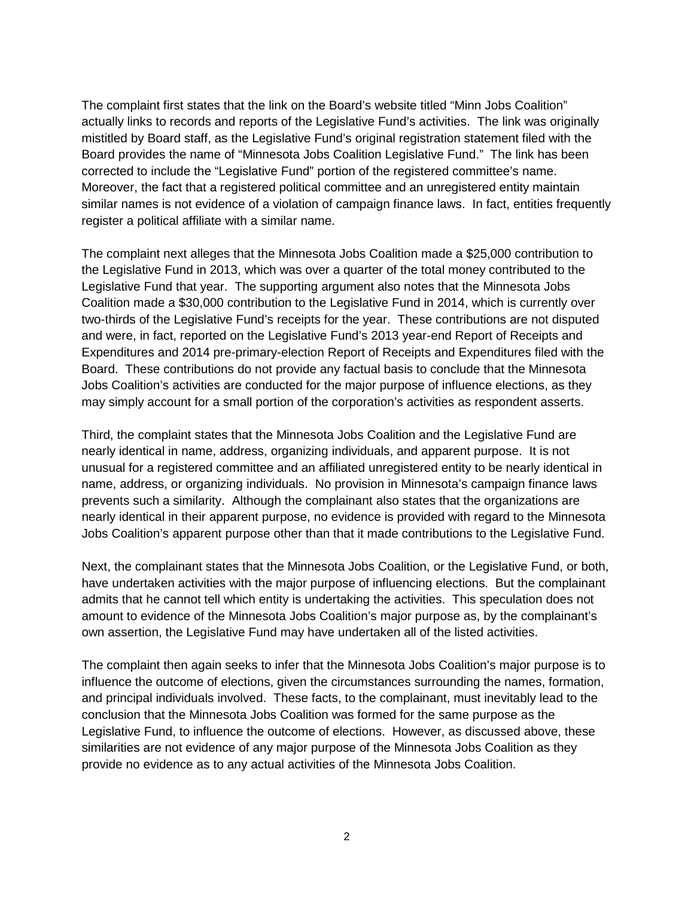The complaint first states that the link on the Board's website titled "Minn Jobs Coalition" actually links to records and reports of the Legislative Fund's activities. The link was originally mistitled by Board staff, as the Legislative Fund's original registration statement filed with the Board provides the name of "Minnesota Jobs Coalition Legislative Fund." The link has been corrected to include the "Legislative Fund" portion of the registered committee's name. Moreover, the fact that a registered political committee and an unregistered entity maintain similar names is not evidence of a violation of campaign finance laws. In fact, entities frequently register a political affiliate with a similar name.

The complaint next alleges that the Minnesota Jobs Coalition made a $25,000 contribution to the Legislative Fund in 2013, which was over a quarter of the total money contributed to the Legislative Fund that year. The supporting argument also notes that the Minnesota Jobs Coalition made a $30,000 contribution to the Legislative Fund in 2014, which is currently over two-thirds of the Legislative Fund's receipts for the year. These contributions are not disputed and were, in fact, reported on the Legislative Fund's 2013 year-end Report of Receipts and Expenditures and 2014 pre-primary-election Report of Receipts and Expenditures filed with the Board. These contributions do not provide any factual basis to conclude that the Minnesota Jobs Coalition's activities are conducted for the major purpose of influence elections, as they may simply account for a small portion of the corporation's activities as respondent asserts.

Third, the complaint states that the Minnesota Jobs Coalition and the Legislative Fund are nearly identical in name, address, organizing individuals, and apparent purpose. It is not unusual for a registered committee and an affiliated unregistered entity to be nearly identical in name, address, or organizing individuals. No provision in Minnesota's campaign finance laws prevents such a similarity. Although the complainant also states that the organizations are nearly identical in their apparent purpose, no evidence is provided with regard to the Minnesota Jobs Coalition's apparent purpose other than that it made contributions to the Legislative Fund.

Next, the complainant states that the Minnesota Jobs Coalition, or the Legislative Fund, or both, have undertaken activities with the major purpose of influencing elections. But the complainant admits that he cannot tell which entity is undertaking the activities. This speculation does not amount to evidence of the Minnesota Jobs Coalition's major purpose as, by the complainant's own assertion, the Legislative Fund may have undertaken all of the listed activities.

The complaint then again seeks to infer that the Minnesota Jobs Coalition's major purpose is to influence the outcome of elections, given the circumstances surrounding the names, formation, and principal individuals involved. These facts, to the complainant, must inevitably lead to the conclusion that the Minnesota Jobs Coalition was formed for the same purpose as the Legislative Fund, to influence the outcome of elections. However, as discussed above, these similarities are not evidence of any major purpose of the Minnesota Jobs Coalition as they provide no evidence as to any actual activities of the Minnesota Jobs Coalition.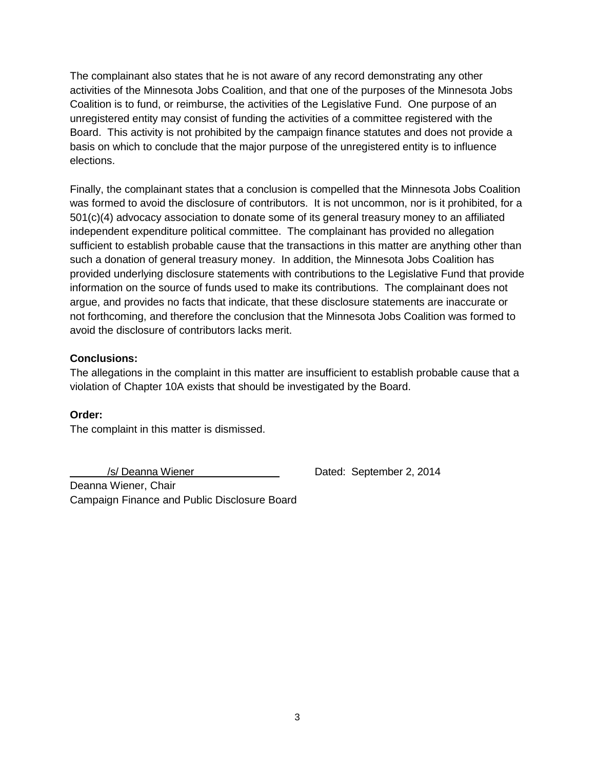The complainant also states that he is not aware of any record demonstrating any other activities of the Minnesota Jobs Coalition, and that one of the purposes of the Minnesota Jobs Coalition is to fund, or reimburse, the activities of the Legislative Fund. One purpose of an unregistered entity may consist of funding the activities of a committee registered with the Board. This activity is not prohibited by the campaign finance statutes and does not provide a basis on which to conclude that the major purpose of the unregistered entity is to influence elections.

Finally, the complainant states that a conclusion is compelled that the Minnesota Jobs Coalition was formed to avoid the disclosure of contributors. It is not uncommon, nor is it prohibited, for a 501(c)(4) advocacy association to donate some of its general treasury money to an affiliated independent expenditure political committee. The complainant has provided no allegation sufficient to establish probable cause that the transactions in this matter are anything other than such a donation of general treasury money. In addition, the Minnesota Jobs Coalition has provided underlying disclosure statements with contributions to the Legislative Fund that provide information on the source of funds used to make its contributions. The complainant does not argue, and provides no facts that indicate, that these disclosure statements are inaccurate or not forthcoming, and therefore the conclusion that the Minnesota Jobs Coalition was formed to avoid the disclosure of contributors lacks merit.

**Conclusions:**
The allegations in the complaint in this matter are insufficient to establish probable cause that a violation of Chapter 10A exists that should be investigated by the Board.

**Order:**
The complaint in this matter is dismissed.

/s/ Deanna Wiener Dated: September 2, 2014

Deanna Wiener, Chair
Campaign Finance and Public Disclosure Board